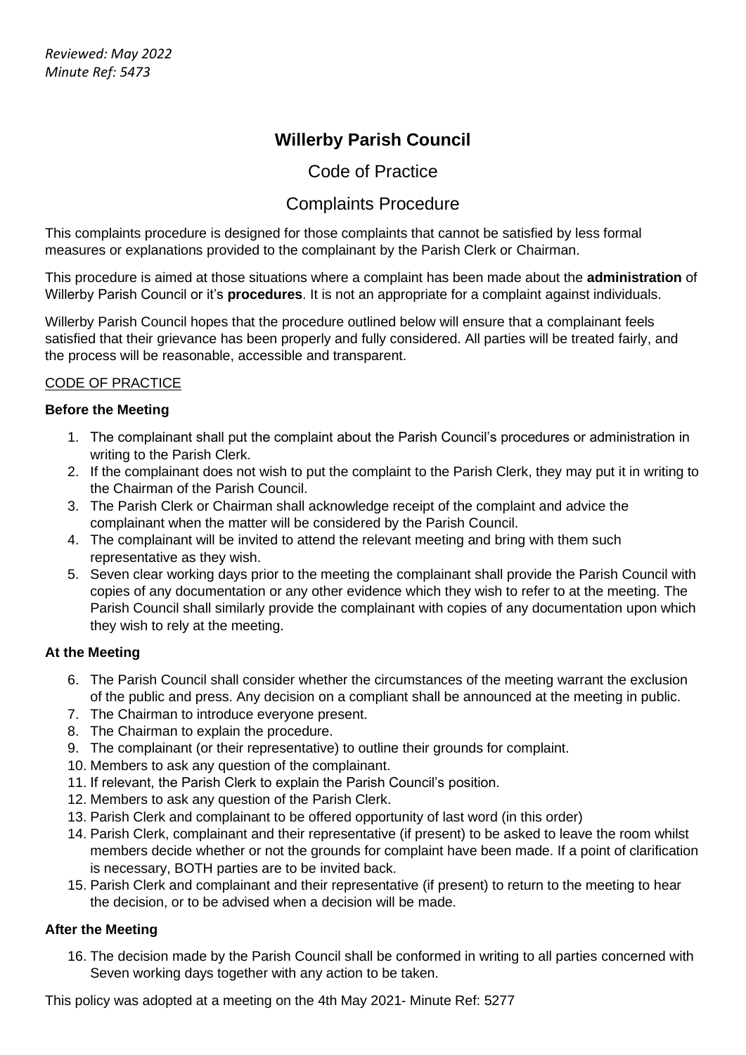*Reviewed: May 2022*
*Minute Ref: 5473*

# Willerby Parish Council

## Code of Practice

## Complaints Procedure

This complaints procedure is designed for those complaints that cannot be satisfied by less formal measures or explanations provided to the complainant by the Parish Clerk or Chairman.

This procedure is aimed at those situations where a complaint has been made about the **administration** of Willerby Parish Council or it's **procedures**. It is not an appropriate for a complaint against individuals.

Willerby Parish Council hopes that the procedure outlined below will ensure that a complainant feels satisfied that their grievance has been properly and fully considered. All parties will be treated fairly, and the process will be reasonable, accessible and transparent.

<u>CODE OF PRACTICE</u>

**Before the Meeting**

1. The complainant shall put the complaint about the Parish Council's procedures or administration in writing to the Parish Clerk.
2. If the complainant does not wish to put the complaint to the Parish Clerk, they may put it in writing to the Chairman of the Parish Council.
3. The Parish Clerk or Chairman shall acknowledge receipt of the complaint and advice the complainant when the matter will be considered by the Parish Council.
4. The complainant will be invited to attend the relevant meeting and bring with them such representative as they wish.
5. Seven clear working days prior to the meeting the complainant shall provide the Parish Council with copies of any documentation or any other evidence which they wish to refer to at the meeting. The Parish Council shall similarly provide the complainant with copies of any documentation upon which they wish to rely at the meeting.

**At the Meeting**

6. The Parish Council shall consider whether the circumstances of the meeting warrant the exclusion of the public and press. Any decision on a compliant shall be announced at the meeting in public.
7. The Chairman to introduce everyone present.
8. The Chairman to explain the procedure.
9. The complainant (or their representative) to outline their grounds for complaint.
10. Members to ask any question of the complainant.
11. If relevant, the Parish Clerk to explain the Parish Council's position.
12. Members to ask any question of the Parish Clerk.
13. Parish Clerk and complainant to be offered opportunity of last word (in this order)
14. Parish Clerk, complainant and their representative (if present) to be asked to leave the room whilst members decide whether or not the grounds for complaint have been made. If a point of clarification is necessary, BOTH parties are to be invited back.
15. Parish Clerk and complainant and their representative (if present) to return to the meeting to hear the decision, or to be advised when a decision will be made.

**After the Meeting**

16. The decision made by the Parish Council shall be conformed in writing to all parties concerned with Seven working days together with any action to be taken.

This policy was adopted at a meeting on the 4th May 2021- Minute Ref: 5277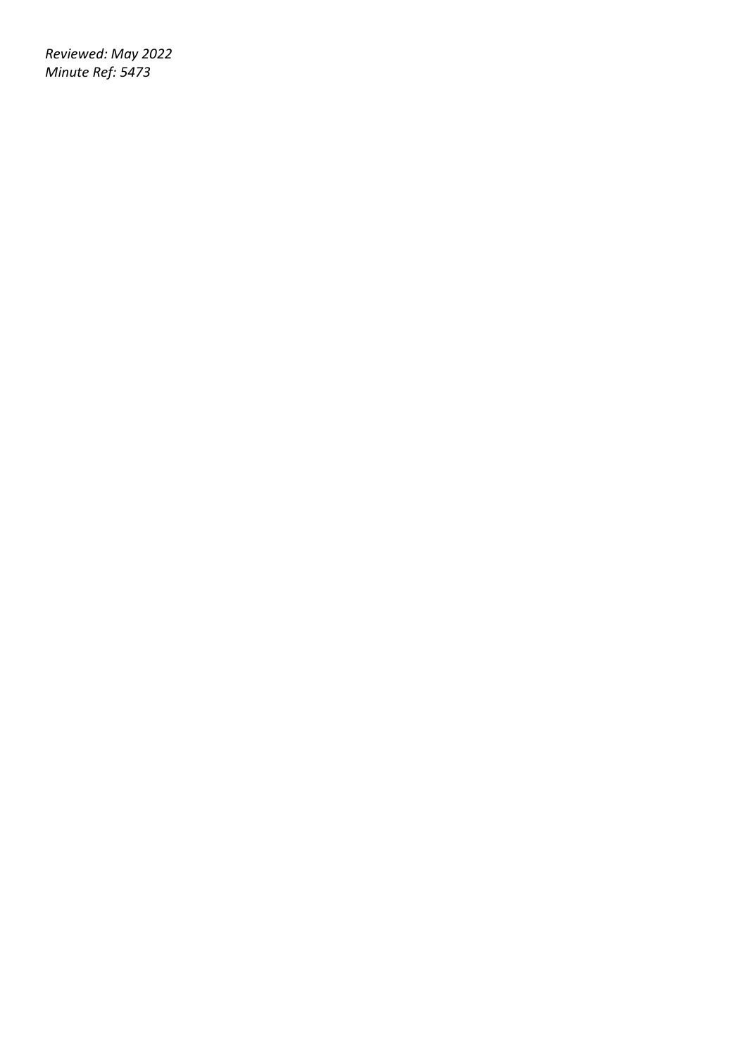*Reviewed: May 2022*
*Minute Ref: 5473*